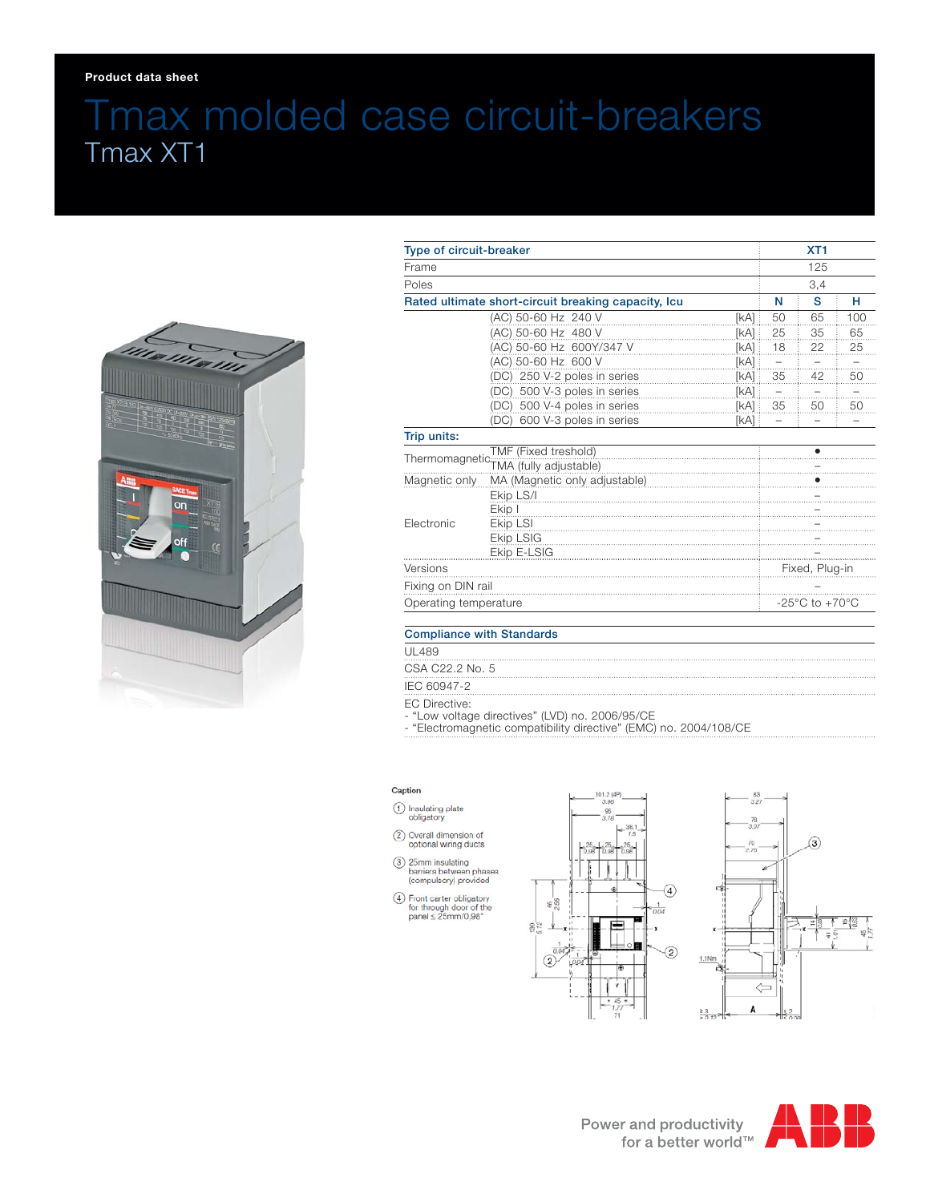Product data sheet

# Tmax molded case circuit-breakers

## Tmax XT1

| Type of circuit-breaker | | | XT1 | | |
|---|---|---|---|---|---|
| Frame | | | 125 | | |
| Poles | | | 3,4 | | |
| **Rated ultimate short-circuit breaking capacity, Icu** | | | **N** | **S** | **H** |
| | (AC) 50-60 Hz 240 V | [kA] | 50 | 65 | 100 |
| | (AC) 50-60 Hz 480 V | [kA] | 25 | 35 | 65 |
| | (AC) 50-60 Hz 600Y/347 V | [kA] | 18 | 22 | 25 |
| | (AC) 50-60 Hz 600 V | [kA] | – | – | – |
| | (DC) 250 V-2 poles in series | [kA] | 35 | 42 | 50 |
| | (DC) 500 V-3 poles in series | [kA] | – | – | – |
| | (DC) 500 V-4 poles in series | [kA] | 35 | 50 | 50 |
| | (DC) 600 V-3 poles in series | [kA] | – | – | – |
| **Trip units:** | | | | | |
| Thermomagnetic | TMF (Fixed treshold) | | • | | |
| | TMA (fully adjustable) | | – | | |
| Magnetic only | MA (Magnetic only adjustable) | | • | | |
| Electronic | Ekip LS/I | | – | | |
| | Ekip I | | – | | |
| | Ekip LSI | | – | | |
| | Ekip LSIG | | – | | |
| | Ekip E-LSIG | | – | | |
| Versions | | | Fixed, Plug-in | | |
| Fixing on DIN rail | | | – | | |
| Operating temperature | | | -25°C to +70°C | | |

### Compliance with Standards

- UL489
- CSA C22.2 No. 5
- IEC 60947-2
- EC Directive:
  - "Low voltage directives" (LVD) no. 2006/95/CE
  - "Electromagnetic compatibility directive" (EMC) no. 2004/108/CE

**Caption**

1. Insulating plate obligatory
2. Overall dimension of optional wiring ducts
3. 25mm insulating barriers between phases (compulsory) provided
4. Front carter obligatory for through door of the panel ≤ 25mm/0,98"

Power and productivity for a better world™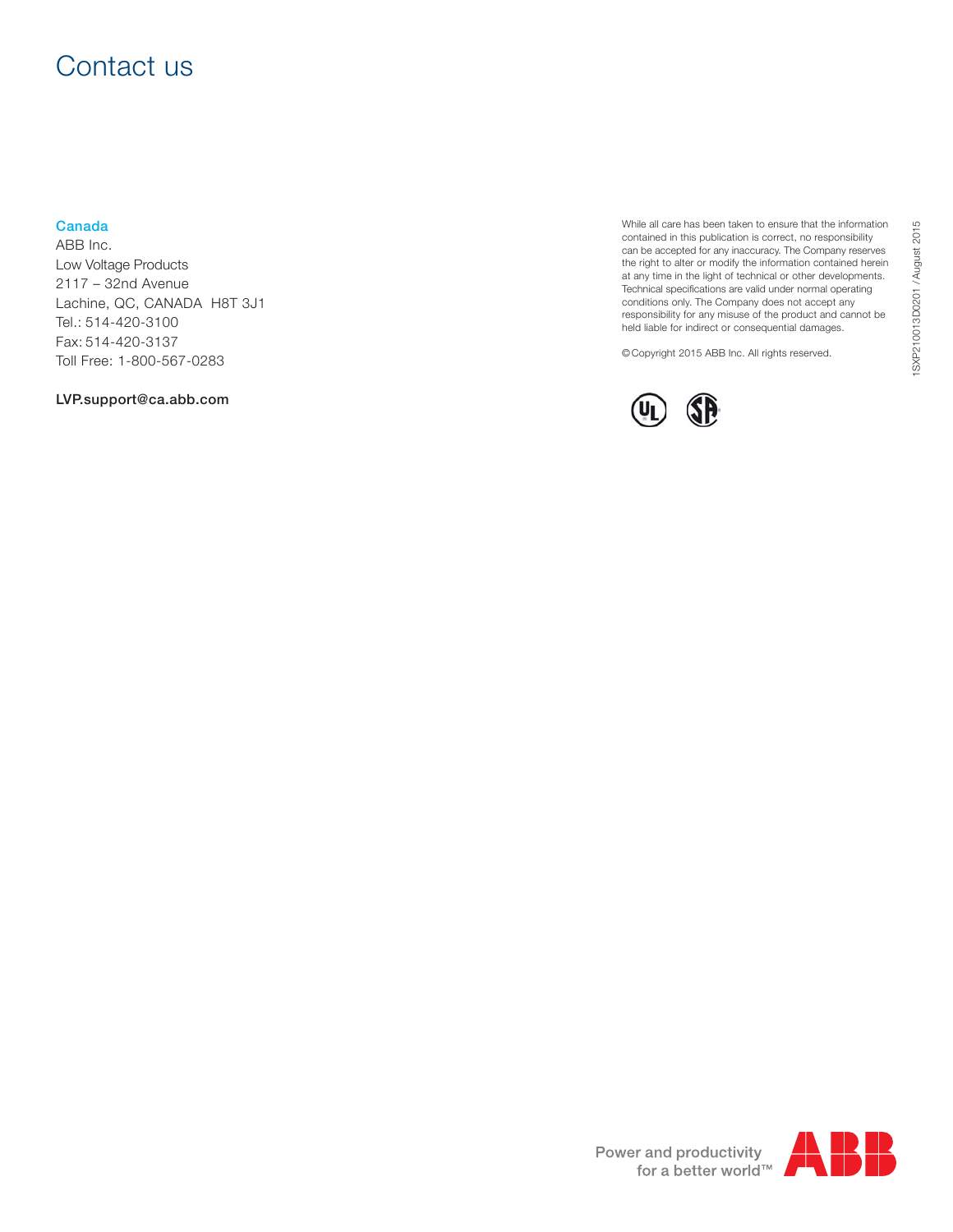# Contact us

**Canada**
ABB Inc.
Low Voltage Products
2117 – 32nd Avenue
Lachine, QC, CANADA H8T 3J1
Tel.: 514-420-3100
Fax: 514-420-3137
Toll Free: 1-800-567-0283

**LVP.support@ca.abb.com**

While all care has been taken to ensure that the information contained in this publication is correct, no responsibility can be accepted for any inaccuracy. The Company reserves the right to alter or modify the information contained herein at any time in the light of technical or other developments. Technical specifications are valid under normal operating conditions only. The Company does not accept any responsibility for any misuse of the product and cannot be held liable for indirect or consequential damages.

© Copyright 2015 ABB Inc. All rights reserved.

1SXP210013D0201 / August 2015

Power and productivity
for a better world™